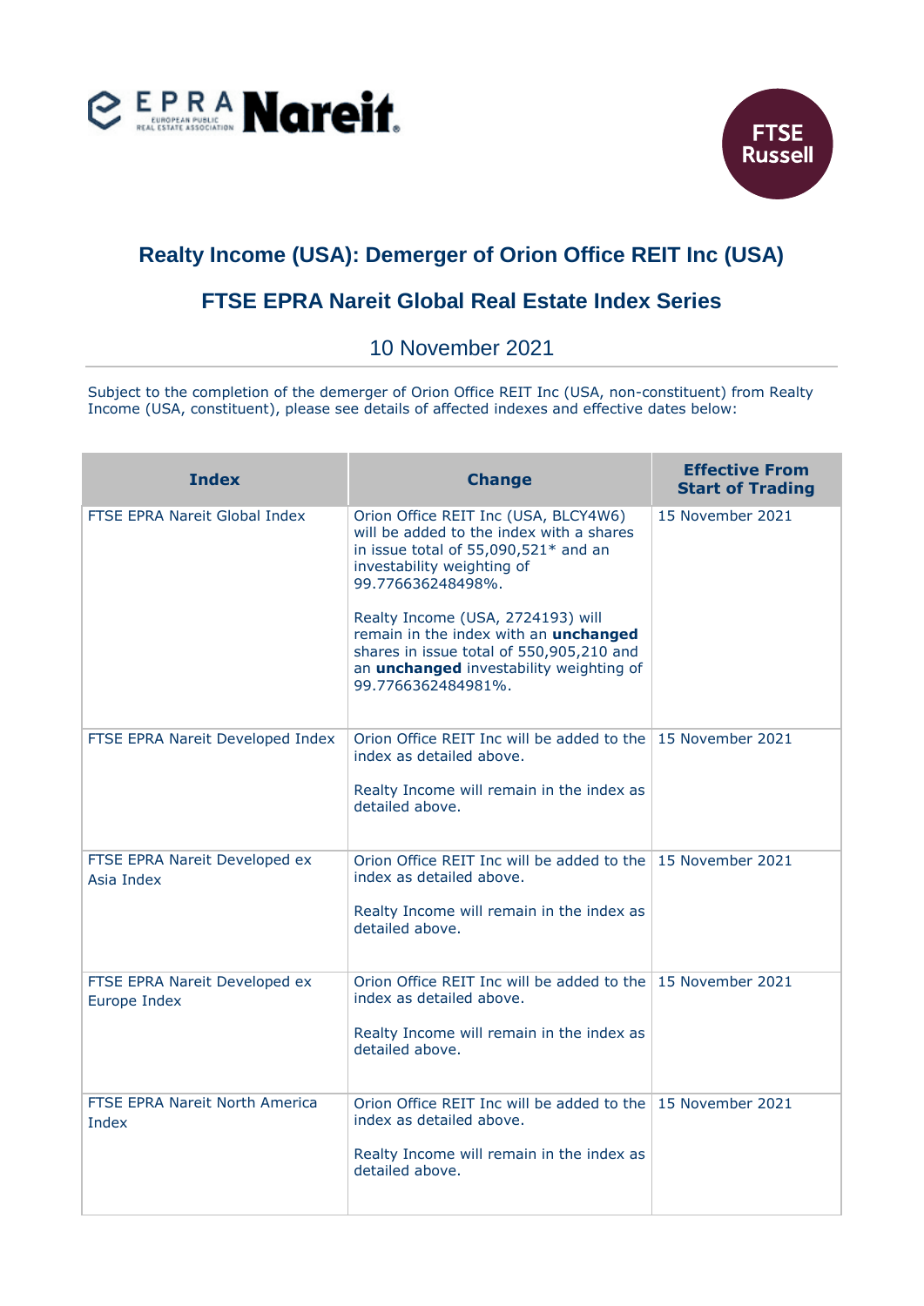# Realty Income (USA): Demerger of Orion Office REIT Inc (USA)

## FTSE EPRA Nareit Global Real Estate Index Series

10 November 2021

Subject to the completion of the demerger of Orion Office REIT Inc (USA, non-constituent) from Realty Income (USA, constituent), please see details of affected indexes and effective dates below:

| Index | Change | Effective From Start of Trading |
|---|---|---|
| FTSE EPRA Nareit Global Index | Orion Office REIT Inc (USA, BLCY4W6) will be added to the index with a shares in issue total of 55,090,521* and an investability weighting of 99.776636248498%.<br><br>Realty Income (USA, 2724193) will remain in the index with an **unchanged** shares in issue total of 550,905,210 and an **unchanged** investability weighting of 99.7766362484981%. | 15 November 2021 |
| FTSE EPRA Nareit Developed Index | Orion Office REIT Inc will be added to the index as detailed above.<br><br>Realty Income will remain in the index as detailed above. | 15 November 2021 |
| FTSE EPRA Nareit Developed ex Asia Index | Orion Office REIT Inc will be added to the index as detailed above.<br><br>Realty Income will remain in the index as detailed above. | 15 November 2021 |
| FTSE EPRA Nareit Developed ex Europe Index | Orion Office REIT Inc will be added to the index as detailed above.<br><br>Realty Income will remain in the index as detailed above. | 15 November 2021 |
| FTSE EPRA Nareit North America Index | Orion Office REIT Inc will be added to the index as detailed above.<br><br>Realty Income will remain in the index as detailed above. | 15 November 2021 |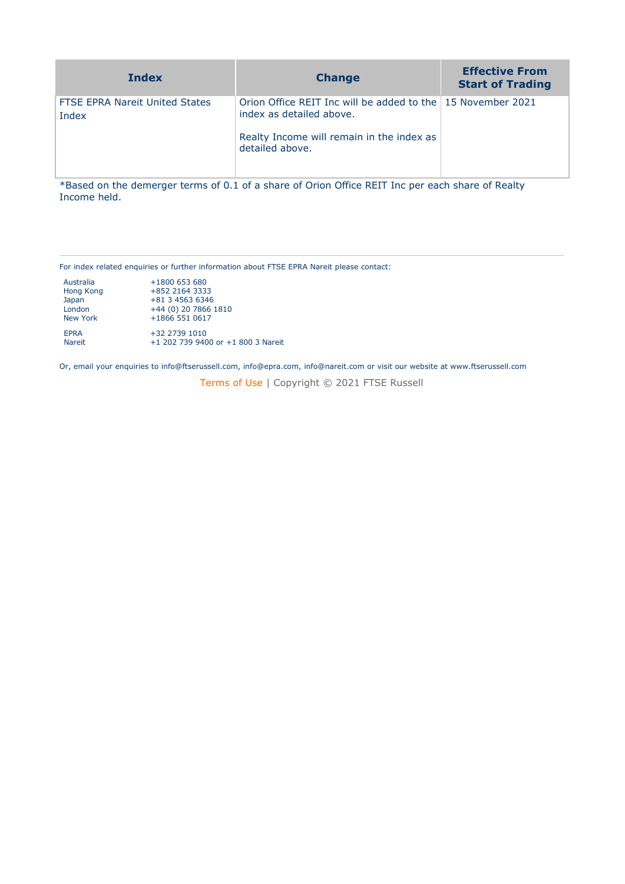| Index | Change | Effective From Start of Trading |
|---|---|---|
| FTSE EPRA Nareit United States Index | Orion Office REIT Inc will be added to the index as detailed above.<br><br>Realty Income will remain in the index as detailed above. | 15 November 2021 |

*Based on the demerger terms of 0.1 of a share of Orion Office REIT Inc per each share of Realty Income held.

---

For index related enquiries or further information about FTSE EPRA Nareit please contact:

| | |
|---|---|
| Australia | +1800 653 680 |
| Hong Kong | +852 2164 3333 |
| Japan | +81 3 4563 6346 |
| London | +44 (0) 20 7866 1810 |
| New York | +1866 551 0617 |
| EPRA | +32 2739 1010 |
| Nareit | +1 202 739 9400 or +1 800 3 Nareit |

Or, email your enquiries to info@ftserussell.com, info@epra.com, info@nareit.com or visit our website at www.ftserussell.com

Terms of Use | Copyright © 2021 FTSE Russell